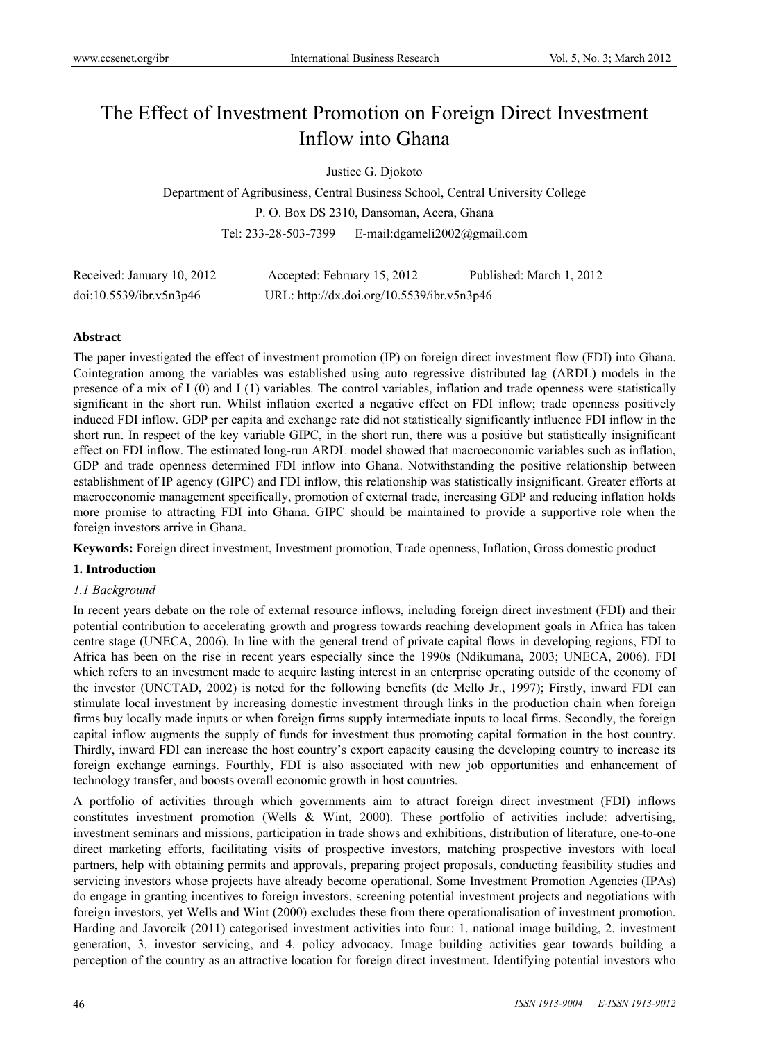# The Effect of Investment Promotion on Foreign Direct Investment Inflow into Ghana

Justice G. Djokoto

Department of Agribusiness, Central Business School, Central University College

P. O. Box DS 2310, Dansoman, Accra, Ghana

Tel: 233-28-503-7399 E-mail:dgameli2002@gmail.com

Received: January 10, 2012 Accepted: February 15, 2012 Published: March 1, 2012

doi:10.5539/ibr.v5n3p46 URL: http://dx.doi.org/10.5539/ibr.v5n3p46

**Abstract**

The paper investigated the effect of investment promotion (IP) on foreign direct investment flow (FDI) into Ghana. Cointegration among the variables was established using auto regressive distributed lag (ARDL) models in the presence of a mix of I (0) and I (1) variables. The control variables, inflation and trade openness were statistically significant in the short run. Whilst inflation exerted a negative effect on FDI inflow; trade openness positively induced FDI inflow. GDP per capita and exchange rate did not statistically significantly influence FDI inflow in the short run. In respect of the key variable GIPC, in the short run, there was a positive but statistically insignificant effect on FDI inflow. The estimated long-run ARDL model showed that macroeconomic variables such as inflation, GDP and trade openness determined FDI inflow into Ghana. Notwithstanding the positive relationship between establishment of IP agency (GIPC) and FDI inflow, this relationship was statistically insignificant. Greater efforts at macroeconomic management specifically, promotion of external trade, increasing GDP and reducing inflation holds more promise to attracting FDI into Ghana. GIPC should be maintained to provide a supportive role when the foreign investors arrive in Ghana.

**Keywords:** Foreign direct investment, Investment promotion, Trade openness, Inflation, Gross domestic product

## 1. Introduction

### *1.1 Background*

In recent years debate on the role of external resource inflows, including foreign direct investment (FDI) and their potential contribution to accelerating growth and progress towards reaching development goals in Africa has taken centre stage (UNECA, 2006). In line with the general trend of private capital flows in developing regions, FDI to Africa has been on the rise in recent years especially since the 1990s (Ndikumana, 2003; UNECA, 2006). FDI which refers to an investment made to acquire lasting interest in an enterprise operating outside of the economy of the investor (UNCTAD, 2002) is noted for the following benefits (de Mello Jr., 1997); Firstly, inward FDI can stimulate local investment by increasing domestic investment through links in the production chain when foreign firms buy locally made inputs or when foreign firms supply intermediate inputs to local firms. Secondly, the foreign capital inflow augments the supply of funds for investment thus promoting capital formation in the host country. Thirdly, inward FDI can increase the host country's export capacity causing the developing country to increase its foreign exchange earnings. Fourthly, FDI is also associated with new job opportunities and enhancement of technology transfer, and boosts overall economic growth in host countries.

A portfolio of activities through which governments aim to attract foreign direct investment (FDI) inflows constitutes investment promotion (Wells & Wint, 2000). These portfolio of activities include: advertising, investment seminars and missions, participation in trade shows and exhibitions, distribution of literature, one-to-one direct marketing efforts, facilitating visits of prospective investors, matching prospective investors with local partners, help with obtaining permits and approvals, preparing project proposals, conducting feasibility studies and servicing investors whose projects have already become operational. Some Investment Promotion Agencies (IPAs) do engage in granting incentives to foreign investors, screening potential investment projects and negotiations with foreign investors, yet Wells and Wint (2000) excludes these from there operationalisation of investment promotion. Harding and Javorcik (2011) categorised investment activities into four: 1. national image building, 2. investment generation, 3. investor servicing, and 4. policy advocacy. Image building activities gear towards building a perception of the country as an attractive location for foreign direct investment. Identifying potential investors who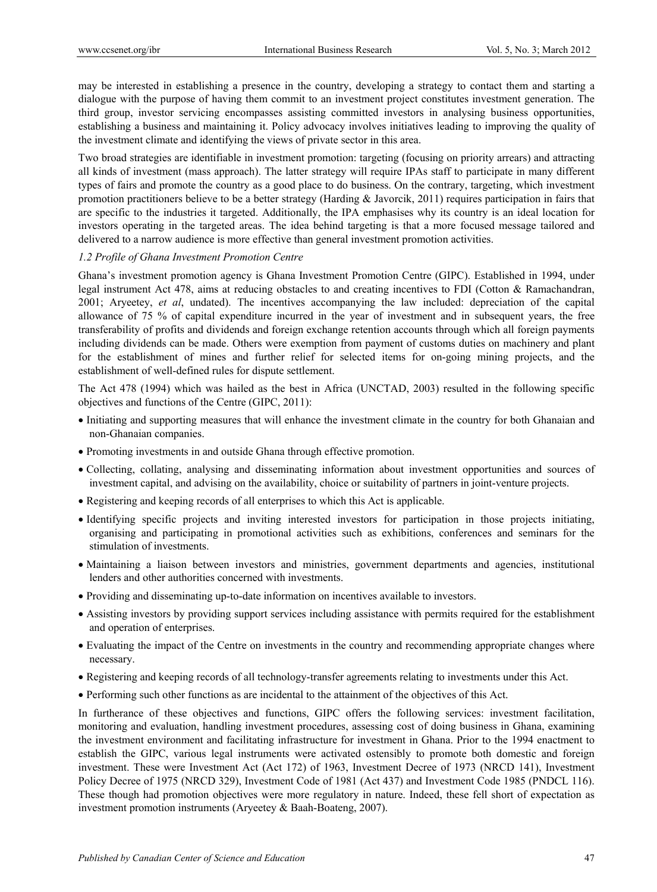may be interested in establishing a presence in the country, developing a strategy to contact them and starting a dialogue with the purpose of having them commit to an investment project constitutes investment generation. The third group, investor servicing encompasses assisting committed investors in analysing business opportunities, establishing a business and maintaining it. Policy advocacy involves initiatives leading to improving the quality of the investment climate and identifying the views of private sector in this area.

Two broad strategies are identifiable in investment promotion: targeting (focusing on priority arrears) and attracting all kinds of investment (mass approach). The latter strategy will require IPAs staff to participate in many different types of fairs and promote the country as a good place to do business. On the contrary, targeting, which investment promotion practitioners believe to be a better strategy (Harding & Javorcik, 2011) requires participation in fairs that are specific to the industries it targeted. Additionally, the IPA emphasises why its country is an ideal location for investors operating in the targeted areas. The idea behind targeting is that a more focused message tailored and delivered to a narrow audience is more effective than general investment promotion activities.

*1.2 Profile of Ghana Investment Promotion Centre*

Ghana's investment promotion agency is Ghana Investment Promotion Centre (GIPC). Established in 1994, under legal instrument Act 478, aims at reducing obstacles to and creating incentives to FDI (Cotton & Ramachandran, 2001; Aryeetey, *et al*, undated). The incentives accompanying the law included: depreciation of the capital allowance of 75 % of capital expenditure incurred in the year of investment and in subsequent years, the free transferability of profits and dividends and foreign exchange retention accounts through which all foreign payments including dividends can be made. Others were exemption from payment of customs duties on machinery and plant for the establishment of mines and further relief for selected items for on-going mining projects, and the establishment of well-defined rules for dispute settlement.

The Act 478 (1994) which was hailed as the best in Africa (UNCTAD, 2003) resulted in the following specific objectives and functions of the Centre (GIPC, 2011):

- Initiating and supporting measures that will enhance the investment climate in the country for both Ghanaian and non-Ghanaian companies.
- Promoting investments in and outside Ghana through effective promotion.
- Collecting, collating, analysing and disseminating information about investment opportunities and sources of investment capital, and advising on the availability, choice or suitability of partners in joint-venture projects.
- Registering and keeping records of all enterprises to which this Act is applicable.
- Identifying specific projects and inviting interested investors for participation in those projects initiating, organising and participating in promotional activities such as exhibitions, conferences and seminars for the stimulation of investments.
- Maintaining a liaison between investors and ministries, government departments and agencies, institutional lenders and other authorities concerned with investments.
- Providing and disseminating up-to-date information on incentives available to investors.
- Assisting investors by providing support services including assistance with permits required for the establishment and operation of enterprises.
- Evaluating the impact of the Centre on investments in the country and recommending appropriate changes where necessary.
- Registering and keeping records of all technology-transfer agreements relating to investments under this Act.
- Performing such other functions as are incidental to the attainment of the objectives of this Act.

In furtherance of these objectives and functions, GIPC offers the following services: investment facilitation, monitoring and evaluation, handling investment procedures, assessing cost of doing business in Ghana, examining the investment environment and facilitating infrastructure for investment in Ghana. Prior to the 1994 enactment to establish the GIPC, various legal instruments were activated ostensibly to promote both domestic and foreign investment. These were Investment Act (Act 172) of 1963, Investment Decree of 1973 (NRCD 141), Investment Policy Decree of 1975 (NRCD 329), Investment Code of 1981 (Act 437) and Investment Code 1985 (PNDCL 116). These though had promotion objectives were more regulatory in nature. Indeed, these fell short of expectation as investment promotion instruments (Aryeetey & Baah-Boateng, 2007).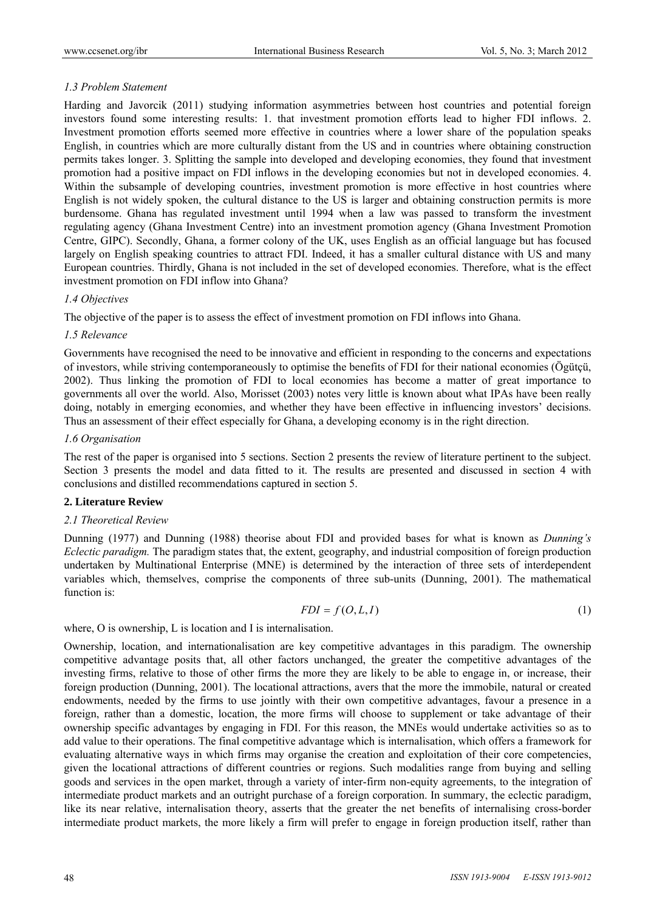### *1.3 Problem Statement*

Harding and Javorcik (2011) studying information asymmetries between host countries and potential foreign investors found some interesting results: 1. that investment promotion efforts lead to higher FDI inflows. 2. Investment promotion efforts seemed more effective in countries where a lower share of the population speaks English, in countries which are more culturally distant from the US and in countries where obtaining construction permits takes longer. 3. Splitting the sample into developed and developing economies, they found that investment promotion had a positive impact on FDI inflows in the developing economies but not in developed economies. 4. Within the subsample of developing countries, investment promotion is more effective in host countries where English is not widely spoken, the cultural distance to the US is larger and obtaining construction permits is more burdensome. Ghana has regulated investment until 1994 when a law was passed to transform the investment regulating agency (Ghana Investment Centre) into an investment promotion agency (Ghana Investment Promotion Centre, GIPC). Secondly, Ghana, a former colony of the UK, uses English as an official language but has focused largely on English speaking countries to attract FDI. Indeed, it has a smaller cultural distance with US and many European countries. Thirdly, Ghana is not included in the set of developed economies. Therefore, what is the effect investment promotion on FDI inflow into Ghana?

### *1.4 Objectives*

The objective of the paper is to assess the effect of investment promotion on FDI inflows into Ghana.

### *1.5 Relevance*

Governments have recognised the need to be innovative and efficient in responding to the concerns and expectations of investors, while striving contemporaneously to optimise the benefits of FDI for their national economies (Ögütçü, 2002). Thus linking the promotion of FDI to local economies has become a matter of great importance to governments all over the world. Also, Morisset (2003) notes very little is known about what IPAs have been really doing, notably in emerging economies, and whether they have been effective in influencing investors' decisions. Thus an assessment of their effect especially for Ghana, a developing economy is in the right direction.

### *1.6 Organisation*

The rest of the paper is organised into 5 sections. Section 2 presents the review of literature pertinent to the subject. Section 3 presents the model and data fitted to it. The results are presented and discussed in section 4 with conclusions and distilled recommendations captured in section 5.

## **2. Literature Review**

### *2.1 Theoretical Review*

Dunning (1977) and Dunning (1988) theorise about FDI and provided bases for what is known as *Dunning's Eclectic paradigm.* The paradigm states that, the extent, geography, and industrial composition of foreign production undertaken by Multinational Enterprise (MNE) is determined by the interaction of three sets of interdependent variables which, themselves, comprise the components of three sub-units (Dunning, 2001). The mathematical function is:

$$FDI = f(O, L, I) \tag{1}$$

where, O is ownership, L is location and I is internalisation.

Ownership, location, and internationalisation are key competitive advantages in this paradigm. The ownership competitive advantage posits that, all other factors unchanged, the greater the competitive advantages of the investing firms, relative to those of other firms the more they are likely to be able to engage in, or increase, their foreign production (Dunning, 2001). The locational attractions, avers that the more the immobile, natural or created endowments, needed by the firms to use jointly with their own competitive advantages, favour a presence in a foreign, rather than a domestic, location, the more firms will choose to supplement or take advantage of their ownership specific advantages by engaging in FDI. For this reason, the MNEs would undertake activities so as to add value to their operations. The final competitive advantage which is internalisation, which offers a framework for evaluating alternative ways in which firms may organise the creation and exploitation of their core competencies, given the locational attractions of different countries or regions. Such modalities range from buying and selling goods and services in the open market, through a variety of inter-firm non-equity agreements, to the integration of intermediate product markets and an outright purchase of a foreign corporation. In summary, the eclectic paradigm, like its near relative, internalisation theory, asserts that the greater the net benefits of internalising cross-border intermediate product markets, the more likely a firm will prefer to engage in foreign production itself, rather than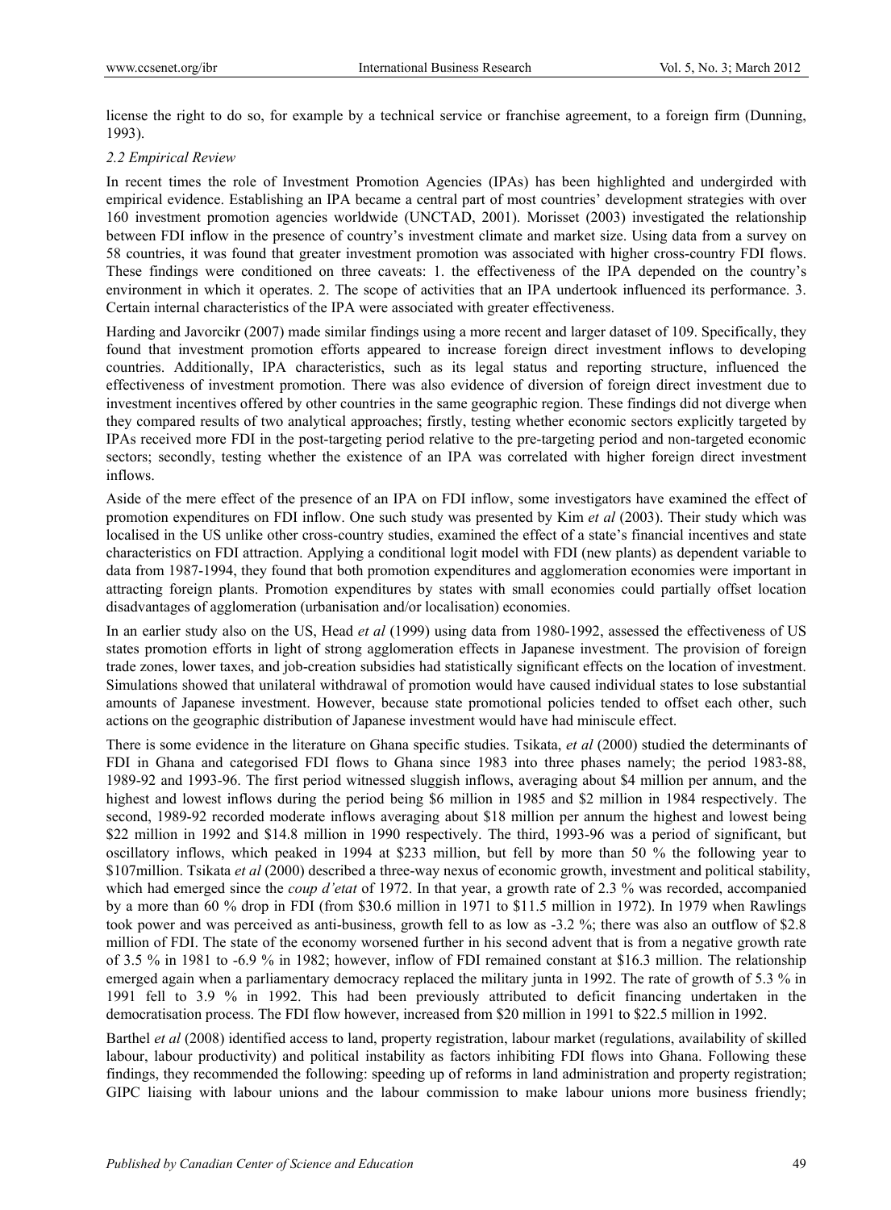license the right to do so, for example by a technical service or franchise agreement, to a foreign firm (Dunning, 1993).

### *2.2 Empirical Review*

In recent times the role of Investment Promotion Agencies (IPAs) has been highlighted and undergirded with empirical evidence. Establishing an IPA became a central part of most countries' development strategies with over 160 investment promotion agencies worldwide (UNCTAD, 2001). Morisset (2003) investigated the relationship between FDI inflow in the presence of country's investment climate and market size. Using data from a survey on 58 countries, it was found that greater investment promotion was associated with higher cross-country FDI flows. These findings were conditioned on three caveats: 1. the effectiveness of the IPA depended on the country's environment in which it operates. 2. The scope of activities that an IPA undertook influenced its performance. 3. Certain internal characteristics of the IPA were associated with greater effectiveness.

Harding and Javorcikr (2007) made similar findings using a more recent and larger dataset of 109. Specifically, they found that investment promotion efforts appeared to increase foreign direct investment inflows to developing countries. Additionally, IPA characteristics, such as its legal status and reporting structure, influenced the effectiveness of investment promotion. There was also evidence of diversion of foreign direct investment due to investment incentives offered by other countries in the same geographic region. These findings did not diverge when they compared results of two analytical approaches; firstly, testing whether economic sectors explicitly targeted by IPAs received more FDI in the post-targeting period relative to the pre-targeting period and non-targeted economic sectors; secondly, testing whether the existence of an IPA was correlated with higher foreign direct investment inflows.

Aside of the mere effect of the presence of an IPA on FDI inflow, some investigators have examined the effect of promotion expenditures on FDI inflow. One such study was presented by Kim *et al* (2003). Their study which was localised in the US unlike other cross-country studies, examined the effect of a state's financial incentives and state characteristics on FDI attraction. Applying a conditional logit model with FDI (new plants) as dependent variable to data from 1987-1994, they found that both promotion expenditures and agglomeration economies were important in attracting foreign plants. Promotion expenditures by states with small economies could partially offset location disadvantages of agglomeration (urbanisation and/or localisation) economies.

In an earlier study also on the US, Head *et al* (1999) using data from 1980-1992, assessed the effectiveness of US states promotion efforts in light of strong agglomeration effects in Japanese investment. The provision of foreign trade zones, lower taxes, and job-creation subsidies had statistically significant effects on the location of investment. Simulations showed that unilateral withdrawal of promotion would have caused individual states to lose substantial amounts of Japanese investment. However, because state promotional policies tended to offset each other, such actions on the geographic distribution of Japanese investment would have had miniscule effect.

There is some evidence in the literature on Ghana specific studies. Tsikata, *et al* (2000) studied the determinants of FDI in Ghana and categorised FDI flows to Ghana since 1983 into three phases namely; the period 1983-88, 1989-92 and 1993-96. The first period witnessed sluggish inflows, averaging about \$4 million per annum, and the highest and lowest inflows during the period being \$6 million in 1985 and \$2 million in 1984 respectively. The second, 1989-92 recorded moderate inflows averaging about \$18 million per annum the highest and lowest being \$22 million in 1992 and \$14.8 million in 1990 respectively. The third, 1993-96 was a period of significant, but oscillatory inflows, which peaked in 1994 at \$233 million, but fell by more than 50 % the following year to \$107million. Tsikata *et al* (2000) described a three-way nexus of economic growth, investment and political stability, which had emerged since the *coup d'etat* of 1972. In that year, a growth rate of 2.3 % was recorded, accompanied by a more than 60 % drop in FDI (from \$30.6 million in 1971 to \$11.5 million in 1972). In 1979 when Rawlings took power and was perceived as anti-business, growth fell to as low as -3.2 %; there was also an outflow of \$2.8 million of FDI. The state of the economy worsened further in his second advent that is from a negative growth rate of 3.5 % in 1981 to -6.9 % in 1982; however, inflow of FDI remained constant at \$16.3 million. The relationship emerged again when a parliamentary democracy replaced the military junta in 1992. The rate of growth of 5.3 % in 1991 fell to 3.9 % in 1992. This had been previously attributed to deficit financing undertaken in the democratisation process. The FDI flow however, increased from \$20 million in 1991 to \$22.5 million in 1992.

Barthel *et al* (2008) identified access to land, property registration, labour market (regulations, availability of skilled labour, labour productivity) and political instability as factors inhibiting FDI flows into Ghana. Following these findings, they recommended the following: speeding up of reforms in land administration and property registration; GIPC liaising with labour unions and the labour commission to make labour unions more business friendly;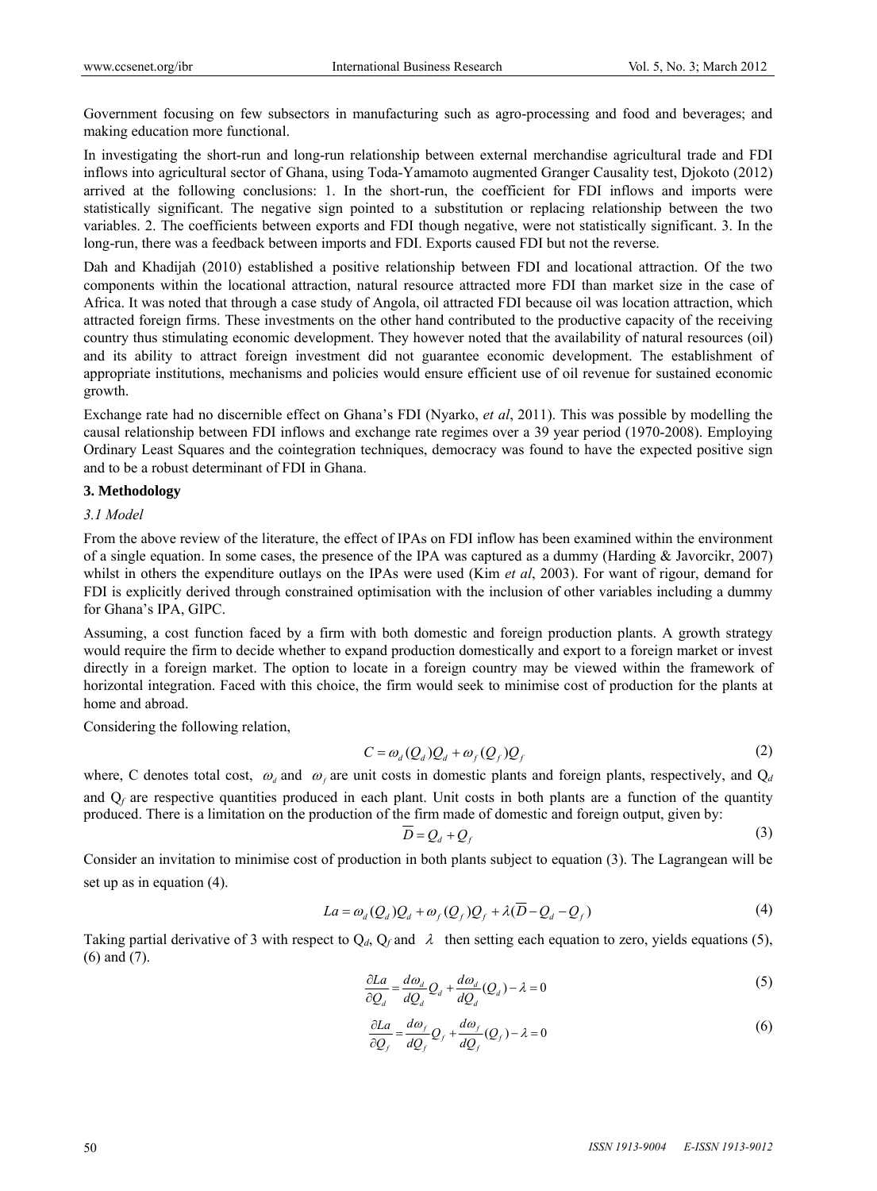Government focusing on few subsectors in manufacturing such as agro-processing and food and beverages; and making education more functional.

In investigating the short-run and long-run relationship between external merchandise agricultural trade and FDI inflows into agricultural sector of Ghana, using Toda-Yamamoto augmented Granger Causality test, Djokoto (2012) arrived at the following conclusions: 1. In the short-run, the coefficient for FDI inflows and imports were statistically significant. The negative sign pointed to a substitution or replacing relationship between the two variables. 2. The coefficients between exports and FDI though negative, were not statistically significant. 3. In the long-run, there was a feedback between imports and FDI. Exports caused FDI but not the reverse.

Dah and Khadijah (2010) established a positive relationship between FDI and locational attraction. Of the two components within the locational attraction, natural resource attracted more FDI than market size in the case of Africa. It was noted that through a case study of Angola, oil attracted FDI because oil was location attraction, which attracted foreign firms. These investments on the other hand contributed to the productive capacity of the receiving country thus stimulating economic development. They however noted that the availability of natural resources (oil) and its ability to attract foreign investment did not guarantee economic development. The establishment of appropriate institutions, mechanisms and policies would ensure efficient use of oil revenue for sustained economic growth.

Exchange rate had no discernible effect on Ghana's FDI (Nyarko, *et al*, 2011). This was possible by modelling the causal relationship between FDI inflows and exchange rate regimes over a 39 year period (1970-2008). Employing Ordinary Least Squares and the cointegration techniques, democracy was found to have the expected positive sign and to be a robust determinant of FDI in Ghana.

## 3. Methodology

### *3.1 Model*

From the above review of the literature, the effect of IPAs on FDI inflow has been examined within the environment of a single equation. In some cases, the presence of the IPA was captured as a dummy (Harding & Javorcikr, 2007) whilst in others the expenditure outlays on the IPAs were used (Kim *et al*, 2003). For want of rigour, demand for FDI is explicitly derived through constrained optimisation with the inclusion of other variables including a dummy for Ghana's IPA, GIPC.

Assuming, a cost function faced by a firm with both domestic and foreign production plants. A growth strategy would require the firm to decide whether to expand production domestically and export to a foreign market or invest directly in a foreign market. The option to locate in a foreign country may be viewed within the framework of horizontal integration. Faced with this choice, the firm would seek to minimise cost of production for the plants at home and abroad.

Considering the following relation,

$$C = \omega_d (Q_d) Q_d + \omega_f (Q_f) Q_f \tag{2}$$

where, C denotes total cost, $\omega_d$ and $\omega_f$ are unit costs in domestic plants and foreign plants, respectively, and $Q_d$ and $Q_f$ are respective quantities produced in each plant. Unit costs in both plants are a function of the quantity produced. There is a limitation on the production of the firm made of domestic and foreign output, given by:

$$\overline{D} = Q_d + Q_f \tag{3}$$

Consider an invitation to minimise cost of production in both plants subject to equation (3). The Lagrangean will be set up as in equation (4).

$$La = \omega_d (Q_d) Q_d + \omega_f (Q_f) Q_f + \lambda(\overline{D} - Q_d - Q_f) \tag{4}$$

Taking partial derivative of 3 with respect to $Q_d$, $Q_f$ and $\lambda$ then setting each equation to zero, yields equations (5), (6) and (7).

$$\frac{\partial La}{\partial Q_d} = \frac{d\omega_d}{dQ_d} Q_d + \frac{d\omega_d}{dQ_d}(Q_d) - \lambda = 0 \tag{5}$$

$$\frac{\partial La}{\partial Q_f} = \frac{d\omega_f}{dQ_f} Q_f + \frac{d\omega_f}{dQ_f}(Q_f) - \lambda = 0 \tag{6}$$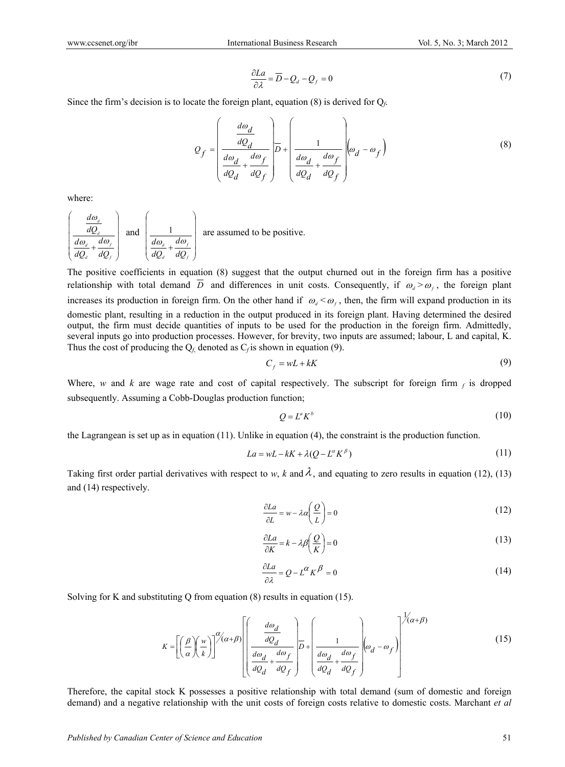$$\frac{\partial La}{\partial \lambda} = \overline{D} - Q_d - Q_f = 0 \tag{7}$$

Since the firm's decision is to locate the foreign plant, equation (8) is derived for $Q_f$.

$$Q_f = \left( \frac{\frac{d\omega_d}{dQ_d}}{\frac{d\omega_d}{dQ_d} + \frac{d\omega_f}{dQ_f}} \right) \overline{D} + \left( \frac{1}{\frac{d\omega_d}{dQ_d} + \frac{d\omega_f}{dQ_f}} \right) \left( \omega_d - \omega_f \right) \tag{8}$$

where:

$\left( \frac{\frac{d\omega_d}{dQ_d}}{\frac{d\omega_d}{dQ_d} + \frac{d\omega_f}{dQ_f}} \right)$ and $\left( \frac{1}{\frac{d\omega_d}{dQ_d} + \frac{d\omega_f}{dQ_f}} \right)$ are assumed to be positive.

The positive coefficients in equation (8) suggest that the output churned out in the foreign firm has a positive relationship with total demand $\overline{D}$ and differences in unit costs. Consequently, if $\omega_d > \omega_f$, the foreign plant increases its production in foreign firm. On the other hand if $\omega_d < \omega_f$, then, the firm will expand production in its domestic plant, resulting in a reduction in the output produced in its foreign plant. Having determined the desired output, the firm must decide quantities of inputs to be used for the production in the foreign firm. Admittedly, several inputs go into production processes. However, for brevity, two inputs are assumed; labour, L and capital, K. Thus the cost of producing the $Q_f$, denoted as $C_f$ is shown in equation (9).

$$C_f = wL + kK \tag{9}$$

Where, *w* and *k* are wage rate and cost of capital respectively. The subscript for foreign firm $_f$ is dropped subsequently. Assuming a Cobb-Douglas production function;

$$Q = L^a K^b \tag{10}$$

the Lagrangean is set up as in equation (11). Unlike in equation (4), the constraint is the production function.

$$La = wL - kK + \lambda(Q - L^{\alpha} K^{\beta}) \tag{11}$$

Taking first order partial derivatives with respect to *w*, *k* and $\lambda$, and equating to zero results in equation (12), (13) and (14) respectively.

$$\frac{\partial La}{\partial L} = w - \lambda\alpha\left(\frac{Q}{L}\right) = 0 \tag{12}$$

$$\frac{\partial La}{\partial K} = k - \lambda\beta\left(\frac{Q}{K}\right) = 0 \tag{13}$$

$$\frac{\partial La}{\partial \lambda} = Q - L^{\alpha} K^{\beta} = 0 \tag{14}$$

Solving for K and substituting Q from equation (8) results in equation (15).

$$K = \left[\left(\frac{\beta}{\alpha}\right)\left(\frac{w}{k}\right)\right]^{\alpha/(\alpha+\beta)} \left[ \left( \frac{\frac{d\omega_d}{dQ_d}}{\frac{d\omega_d}{dQ_d} + \frac{d\omega_f}{dQ_f}} \right) \overline{D} + \left( \frac{1}{\frac{d\omega_d}{dQ_d} + \frac{d\omega_f}{dQ_f}} \right) \left( \omega_d - \omega_f \right) \right]^{1/(\alpha+\beta)} \tag{15}$$

Therefore, the capital stock K possesses a positive relationship with total demand (sum of domestic and foreign demand) and a negative relationship with the unit costs of foreign costs relative to domestic costs. Marchant *et al*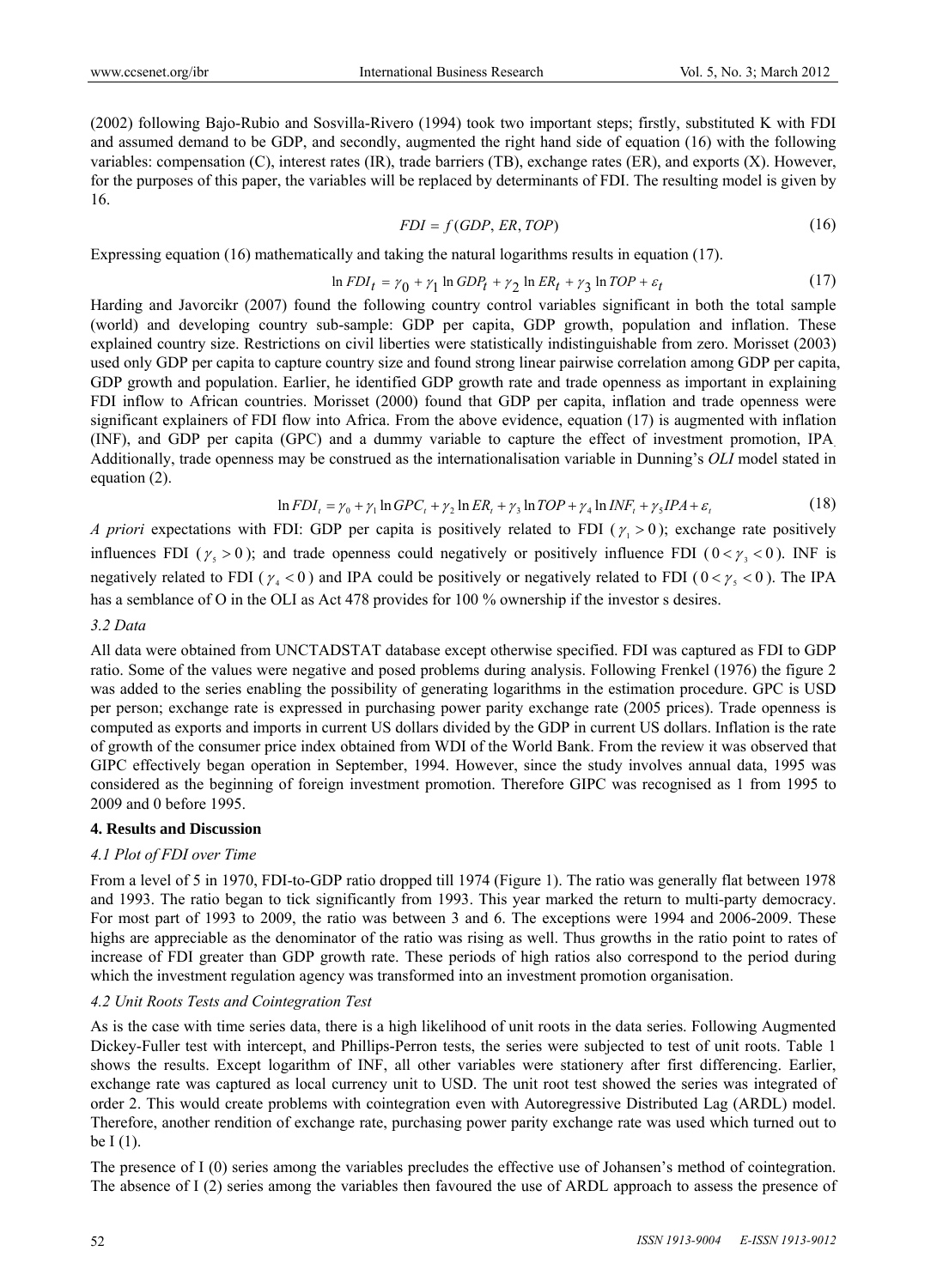(2002) following Bajo-Rubio and Sosvilla-Rivero (1994) took two important steps; firstly, substituted K with FDI and assumed demand to be GDP, and secondly, augmented the right hand side of equation (16) with the following variables: compensation (C), interest rates (IR), trade barriers (TB), exchange rates (ER), and exports (X). However, for the purposes of this paper, the variables will be replaced by determinants of FDI. The resulting model is given by 16.

$$FDI = f(GDP, ER, TOP) \tag{16}$$

Expressing equation (16) mathematically and taking the natural logarithms results in equation (17).

$$\ln FDI_t = \gamma_0 + \gamma_1 \ln GDP_t + \gamma_2 \ln ER_t + \gamma_3 \ln TOP + \varepsilon_t \tag{17}$$

Harding and Javorcikr (2007) found the following country control variables significant in both the total sample (world) and developing country sub-sample: GDP per capita, GDP growth, population and inflation. These explained country size. Restrictions on civil liberties were statistically indistinguishable from zero. Morisset (2003) used only GDP per capita to capture country size and found strong linear pairwise correlation among GDP per capita, GDP growth and population. Earlier, he identified GDP growth rate and trade openness as important in explaining FDI inflow to African countries. Morisset (2000) found that GDP per capita, inflation and trade openness were significant explainers of FDI flow into Africa. From the above evidence, equation (17) is augmented with inflation (INF), and GDP per capita (GPC) and a dummy variable to capture the effect of investment promotion, IPA. Additionally, trade openness may be construed as the internationalisation variable in Dunning's *OLI* model stated in equation (2).

$$\ln FDI_t = \gamma_0 + \gamma_1 \ln GPC_t + \gamma_2 \ln ER_t + \gamma_3 \ln TOP + \gamma_4 \ln INF_t + \gamma_5 IPA + \varepsilon_t \tag{18}$$

*A priori* expectations with FDI: GDP per capita is positively related to FDI ($\gamma_1 > 0$); exchange rate positively influences FDI ($\gamma_5 > 0$); and trade openness could negatively or positively influence FDI ($0 < \gamma_3 < 0$). INF is negatively related to FDI ($\gamma_4 < 0$) and IPA could be positively or negatively related to FDI ($0 < \gamma_5 < 0$). The IPA has a semblance of O in the OLI as Act 478 provides for 100 % ownership if the investor s desires.

### *3.2 Data*

All data were obtained from UNCTADSTAT database except otherwise specified. FDI was captured as FDI to GDP ratio. Some of the values were negative and posed problems during analysis. Following Frenkel (1976) the figure 2 was added to the series enabling the possibility of generating logarithms in the estimation procedure. GPC is USD per person; exchange rate is expressed in purchasing power parity exchange rate (2005 prices). Trade openness is computed as exports and imports in current US dollars divided by the GDP in current US dollars. Inflation is the rate of growth of the consumer price index obtained from WDI of the World Bank. From the review it was observed that GIPC effectively began operation in September, 1994. However, since the study involves annual data, 1995 was considered as the beginning of foreign investment promotion. Therefore GIPC was recognised as 1 from 1995 to 2009 and 0 before 1995.

## **4. Results and Discussion**

### *4.1 Plot of FDI over Time*

From a level of 5 in 1970, FDI-to-GDP ratio dropped till 1974 (Figure 1). The ratio was generally flat between 1978 and 1993. The ratio began to tick significantly from 1993. This year marked the return to multi-party democracy. For most part of 1993 to 2009, the ratio was between 3 and 6. The exceptions were 1994 and 2006-2009. These highs are appreciable as the denominator of the ratio was rising as well. Thus growths in the ratio point to rates of increase of FDI greater than GDP growth rate. These periods of high ratios also correspond to the period during which the investment regulation agency was transformed into an investment promotion organisation.

### *4.2 Unit Roots Tests and Cointegration Test*

As is the case with time series data, there is a high likelihood of unit roots in the data series. Following Augmented Dickey-Fuller test with intercept, and Phillips-Perron tests, the series were subjected to test of unit roots. Table 1 shows the results. Except logarithm of INF, all other variables were stationery after first differencing. Earlier, exchange rate was captured as local currency unit to USD. The unit root test showed the series was integrated of order 2. This would create problems with cointegration even with Autoregressive Distributed Lag (ARDL) model. Therefore, another rendition of exchange rate, purchasing power parity exchange rate was used which turned out to be I (1).

The presence of I (0) series among the variables precludes the effective use of Johansen's method of cointegration. The absence of I (2) series among the variables then favoured the use of ARDL approach to assess the presence of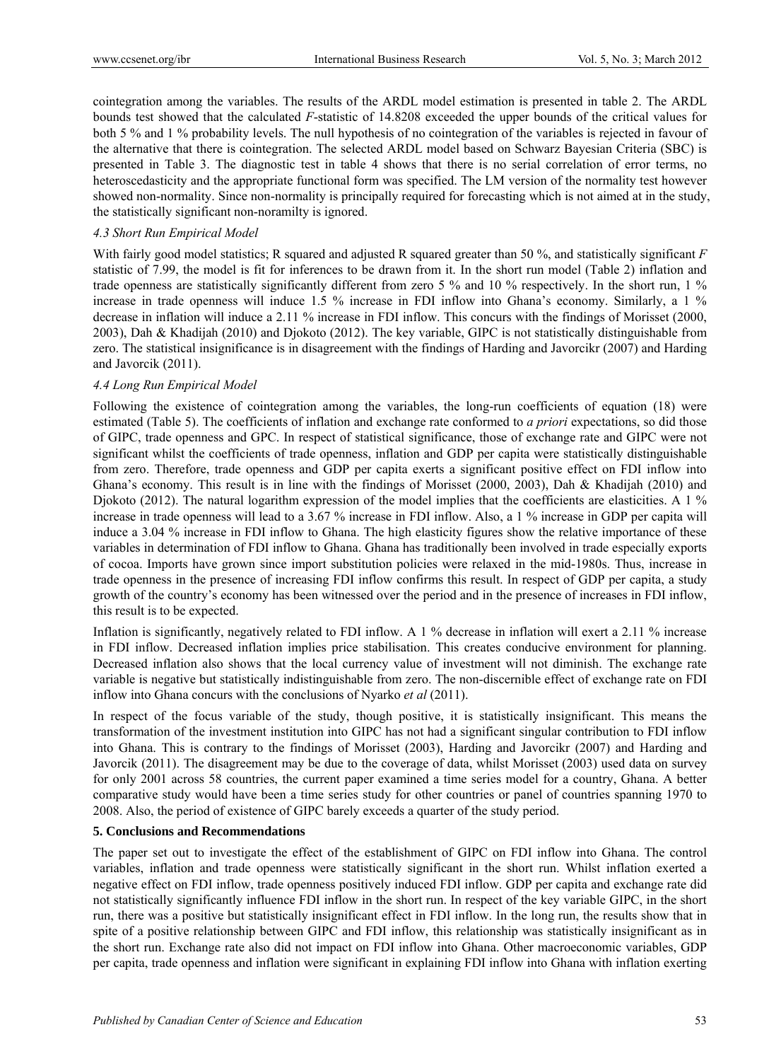cointegration among the variables. The results of the ARDL model estimation is presented in table 2. The ARDL bounds test showed that the calculated *F*-statistic of 14.8208 exceeded the upper bounds of the critical values for both 5 % and 1 % probability levels. The null hypothesis of no cointegration of the variables is rejected in favour of the alternative that there is cointegration. The selected ARDL model based on Schwarz Bayesian Criteria (SBC) is presented in Table 3. The diagnostic test in table 4 shows that there is no serial correlation of error terms, no heteroscedasticity and the appropriate functional form was specified. The LM version of the normality test however showed non-normality. Since non-normality is principally required for forecasting which is not aimed at in the study, the statistically significant non-noramilty is ignored.

### *4.3 Short Run Empirical Model*

With fairly good model statistics; R squared and adjusted R squared greater than 50 %, and statistically significant *F* statistic of 7.99, the model is fit for inferences to be drawn from it. In the short run model (Table 2) inflation and trade openness are statistically significantly different from zero 5 % and 10 % respectively. In the short run, 1 % increase in trade openness will induce 1.5 % increase in FDI inflow into Ghana's economy. Similarly, a 1 % decrease in inflation will induce a 2.11 % increase in FDI inflow. This concurs with the findings of Morisset (2000, 2003), Dah & Khadijah (2010) and Djokoto (2012). The key variable, GIPC is not statistically distinguishable from zero. The statistical insignificance is in disagreement with the findings of Harding and Javorcikr (2007) and Harding and Javorcik (2011).

### *4.4 Long Run Empirical Model*

Following the existence of cointegration among the variables, the long-run coefficients of equation (18) were estimated (Table 5). The coefficients of inflation and exchange rate conformed to *a priori* expectations, so did those of GIPC, trade openness and GPC. In respect of statistical significance, those of exchange rate and GIPC were not significant whilst the coefficients of trade openness, inflation and GDP per capita were statistically distinguishable from zero. Therefore, trade openness and GDP per capita exerts a significant positive effect on FDI inflow into Ghana's economy. This result is in line with the findings of Morisset (2000, 2003), Dah & Khadijah (2010) and Djokoto (2012). The natural logarithm expression of the model implies that the coefficients are elasticities. A 1 % increase in trade openness will lead to a 3.67 % increase in FDI inflow. Also, a 1 % increase in GDP per capita will induce a 3.04 % increase in FDI inflow to Ghana. The high elasticity figures show the relative importance of these variables in determination of FDI inflow to Ghana. Ghana has traditionally been involved in trade especially exports of cocoa. Imports have grown since import substitution policies were relaxed in the mid-1980s. Thus, increase in trade openness in the presence of increasing FDI inflow confirms this result. In respect of GDP per capita, a study growth of the country's economy has been witnessed over the period and in the presence of increases in FDI inflow, this result is to be expected.

Inflation is significantly, negatively related to FDI inflow. A 1 % decrease in inflation will exert a 2.11 % increase in FDI inflow. Decreased inflation implies price stabilisation. This creates conducive environment for planning. Decreased inflation also shows that the local currency value of investment will not diminish. The exchange rate variable is negative but statistically indistinguishable from zero. The non-discernible effect of exchange rate on FDI inflow into Ghana concurs with the conclusions of Nyarko *et al* (2011).

In respect of the focus variable of the study, though positive, it is statistically insignificant. This means the transformation of the investment institution into GIPC has not had a significant singular contribution to FDI inflow into Ghana. This is contrary to the findings of Morisset (2003), Harding and Javorcikr (2007) and Harding and Javorcik (2011). The disagreement may be due to the coverage of data, whilst Morisset (2003) used data on survey for only 2001 across 58 countries, the current paper examined a time series model for a country, Ghana. A better comparative study would have been a time series study for other countries or panel of countries spanning 1970 to 2008. Also, the period of existence of GIPC barely exceeds a quarter of the study period.

## 5. Conclusions and Recommendations

The paper set out to investigate the effect of the establishment of GIPC on FDI inflow into Ghana. The control variables, inflation and trade openness were statistically significant in the short run. Whilst inflation exerted a negative effect on FDI inflow, trade openness positively induced FDI inflow. GDP per capita and exchange rate did not statistically significantly influence FDI inflow in the short run. In respect of the key variable GIPC, in the short run, there was a positive but statistically insignificant effect in FDI inflow. In the long run, the results show that in spite of a positive relationship between GIPC and FDI inflow, this relationship was statistically insignificant as in the short run. Exchange rate also did not impact on FDI inflow into Ghana. Other macroeconomic variables, GDP per capita, trade openness and inflation were significant in explaining FDI inflow into Ghana with inflation exerting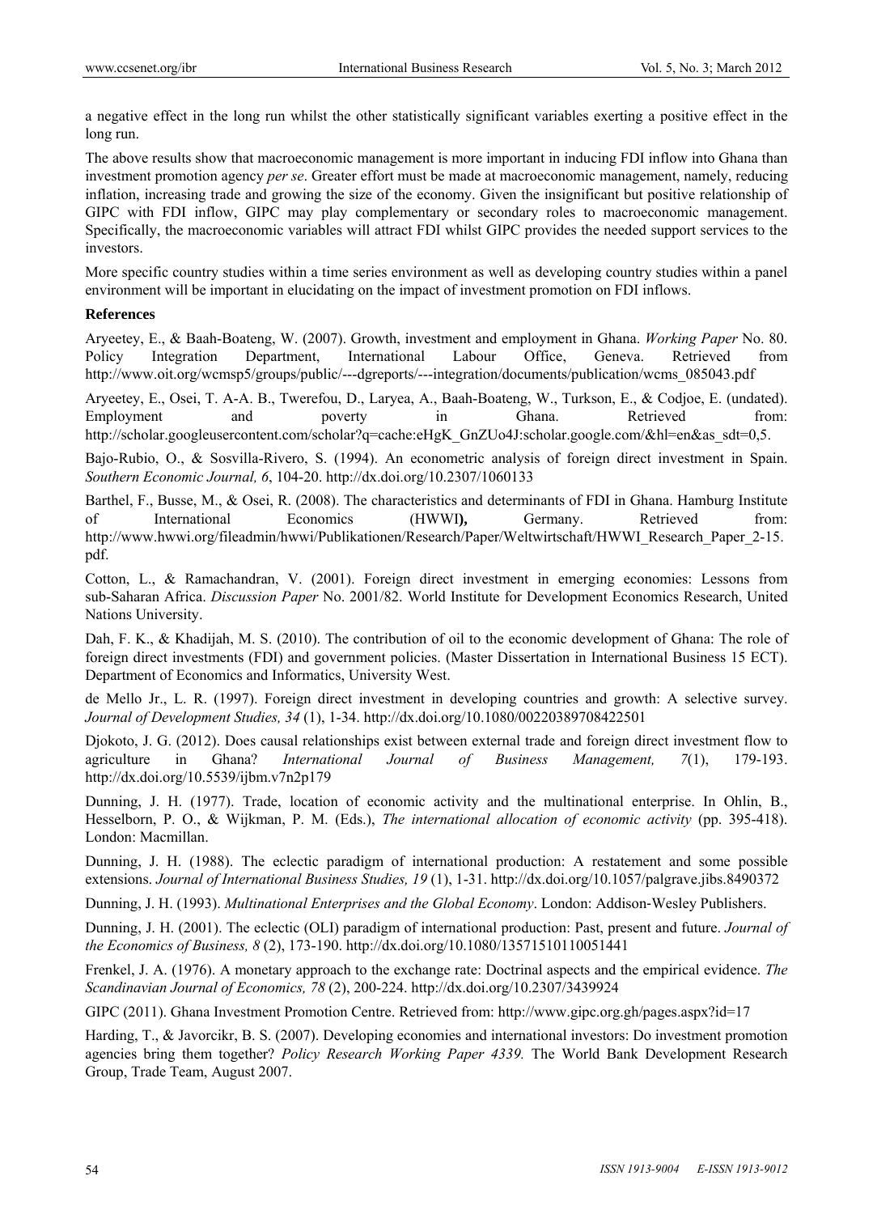a negative effect in the long run whilst the other statistically significant variables exerting a positive effect in the long run.

The above results show that macroeconomic management is more important in inducing FDI inflow into Ghana than investment promotion agency *per se*. Greater effort must be made at macroeconomic management, namely, reducing inflation, increasing trade and growing the size of the economy. Given the insignificant but positive relationship of GIPC with FDI inflow, GIPC may play complementary or secondary roles to macroeconomic management. Specifically, the macroeconomic variables will attract FDI whilst GIPC provides the needed support services to the investors.

More specific country studies within a time series environment as well as developing country studies within a panel environment will be important in elucidating on the impact of investment promotion on FDI inflows.

## References

Aryeetey, E., & Baah-Boateng, W. (2007). Growth, investment and employment in Ghana. *Working Paper* No. 80. Policy Integration Department, International Labour Office, Geneva. Retrieved from http://www.oit.org/wcmsp5/groups/public/---dgreports/---integration/documents/publication/wcms_085043.pdf

Aryeetey, E., Osei, T. A-A. B., Twerefou, D., Laryea, A., Baah-Boateng, W., Turkson, E., & Codjoe, E. (undated). Employment and poverty in Ghana. Retrieved from: http://scholar.googleusercontent.com/scholar?q=cache:eHgK_GnZUo4J:scholar.google.com/&hl=en&as_sdt=0,5.

Bajo-Rubio, O., & Sosvilla-Rivero, S. (1994). An econometric analysis of foreign direct investment in Spain. *Southern Economic Journal, 6*, 104-20. http://dx.doi.org/10.2307/1060133

Barthel, F., Busse, M., & Osei, R. (2008). The characteristics and determinants of FDI in Ghana. Hamburg Institute of International Economics (HWWI**),** Germany. Retrieved from: http://www.hwwi.org/fileadmin/hwwi/Publikationen/Research/Paper/Weltwirtschaft/HWWI_Research_Paper_2-15.pdf.

Cotton, L., & Ramachandran, V. (2001). Foreign direct investment in emerging economies: Lessons from sub-Saharan Africa. *Discussion Paper* No. 2001/82. World Institute for Development Economics Research, United Nations University.

Dah, F. K., & Khadijah, M. S. (2010). The contribution of oil to the economic development of Ghana: The role of foreign direct investments (FDI) and government policies. (Master Dissertation in International Business 15 ECT). Department of Economics and Informatics, University West.

de Mello Jr., L. R. (1997). Foreign direct investment in developing countries and growth: A selective survey. *Journal of Development Studies, 34* (1), 1-34. http://dx.doi.org/10.1080/00220389708422501

Djokoto, J. G. (2012). Does causal relationships exist between external trade and foreign direct investment flow to agriculture in Ghana? *International Journal of Business Management, 7*(1), 179-193. http://dx.doi.org/10.5539/ijbm.v7n2p179

Dunning, J. H. (1977). Trade, location of economic activity and the multinational enterprise. In Ohlin, B., Hesselborn, P. O., & Wijkman, P. M. (Eds.), *The international allocation of economic activity* (pp. 395-418). London: Macmillan.

Dunning, J. H. (1988). The eclectic paradigm of international production: A restatement and some possible extensions. *Journal of International Business Studies, 19* (1), 1-31. http://dx.doi.org/10.1057/palgrave.jibs.8490372

Dunning, J. H. (1993). *Multinational Enterprises and the Global Economy*. London: Addison-Wesley Publishers.

Dunning, J. H. (2001). The eclectic (OLI) paradigm of international production: Past, present and future. *Journal of the Economics of Business, 8* (2), 173-190. http://dx.doi.org/10.1080/13571510110051441

Frenkel, J. A. (1976). A monetary approach to the exchange rate: Doctrinal aspects and the empirical evidence. *The Scandinavian Journal of Economics, 78* (2), 200-224. http://dx.doi.org/10.2307/3439924

GIPC (2011). Ghana Investment Promotion Centre. Retrieved from: http://www.gipc.org.gh/pages.aspx?id=17

Harding, T., & Javorcikr, B. S. (2007). Developing economies and international investors: Do investment promotion agencies bring them together? *Policy Research Working Paper 4339.* The World Bank Development Research Group, Trade Team, August 2007.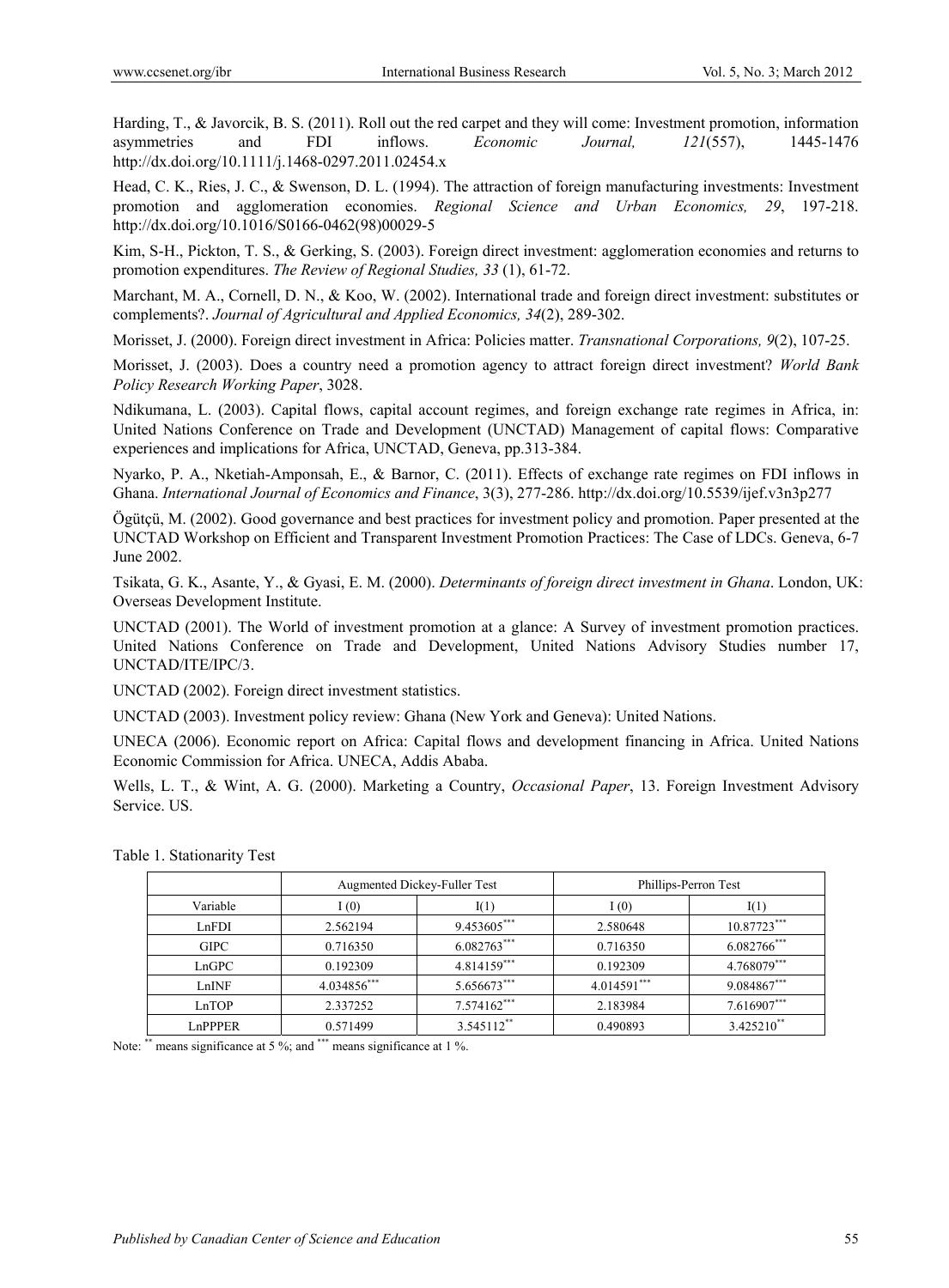Harding, T., & Javorcik, B. S. (2011). Roll out the red carpet and they will come: Investment promotion, information asymmetries and FDI inflows. *Economic Journal, 121*(557), 1445-1476 http://dx.doi.org/10.1111/j.1468-0297.2011.02454.x

Head, C. K., Ries, J. C., & Swenson, D. L. (1994). The attraction of foreign manufacturing investments: Investment promotion and agglomeration economies. *Regional Science and Urban Economics, 29*, 197-218. http://dx.doi.org/10.1016/S0166-0462(98)00029-5

Kim, S-H., Pickton, T. S., & Gerking, S. (2003). Foreign direct investment: agglomeration economies and returns to promotion expenditures. *The Review of Regional Studies, 33* (1), 61-72.

Marchant, M. A., Cornell, D. N., & Koo, W. (2002). International trade and foreign direct investment: substitutes or complements?. *Journal of Agricultural and Applied Economics, 34*(2), 289-302.

Morisset, J. (2000). Foreign direct investment in Africa: Policies matter. *Transnational Corporations, 9*(2), 107-25.

Morisset, J. (2003). Does a country need a promotion agency to attract foreign direct investment? *World Bank Policy Research Working Paper*, 3028.

Ndikumana, L. (2003). Capital flows, capital account regimes, and foreign exchange rate regimes in Africa, in: United Nations Conference on Trade and Development (UNCTAD) Management of capital flows: Comparative experiences and implications for Africa, UNCTAD, Geneva, pp.313-384.

Nyarko, P. A., Nketiah-Amponsah, E., & Barnor, C. (2011). Effects of exchange rate regimes on FDI inflows in Ghana. *International Journal of Economics and Finance*, 3(3), 277-286. http://dx.doi.org/10.5539/ijef.v3n3p277

Ögütçü, M. (2002). Good governance and best practices for investment policy and promotion. Paper presented at the UNCTAD Workshop on Efficient and Transparent Investment Promotion Practices: The Case of LDCs. Geneva, 6-7 June 2002.

Tsikata, G. K., Asante, Y., & Gyasi, E. M. (2000). *Determinants of foreign direct investment in Ghana*. London, UK: Overseas Development Institute.

UNCTAD (2001). The World of investment promotion at a glance: A Survey of investment promotion practices. United Nations Conference on Trade and Development, United Nations Advisory Studies number 17, UNCTAD/ITE/IPC/3.

UNCTAD (2002). Foreign direct investment statistics.

UNCTAD (2003). Investment policy review: Ghana (New York and Geneva): United Nations.

UNECA (2006). Economic report on Africa: Capital flows and development financing in Africa. United Nations Economic Commission for Africa. UNECA, Addis Ababa.

Wells, L. T., & Wint, A. G. (2000). Marketing a Country, *Occasional Paper*, 13. Foreign Investment Advisory Service. US.

Table 1. Stationarity Test

| | Augmented Dickey-Fuller Test | | Phillips-Perron Test | |
|---|---|---|---|---|
| Variable | I (0) | I(1) | I (0) | I(1) |
| LnFDI | 2.562194 | 9.453605*** | 2.580648 | 10.87723*** |
| GIPC | 0.716350 | 6.082763*** | 0.716350 | 6.082766*** |
| LnGPC | 0.192309 | 4.814159*** | 0.192309 | 4.768079*** |
| LnINF | 4.034856*** | 5.656673*** | 4.014591*** | 9.084867*** |
| LnTOP | 2.337252 | 7.574162*** | 2.183984 | 7.616907*** |
| LnPPPER | 0.571499 | 3.545112** | 0.490893 | 3.425210** |

Note: ** means significance at 5 %; and *** means significance at 1 %.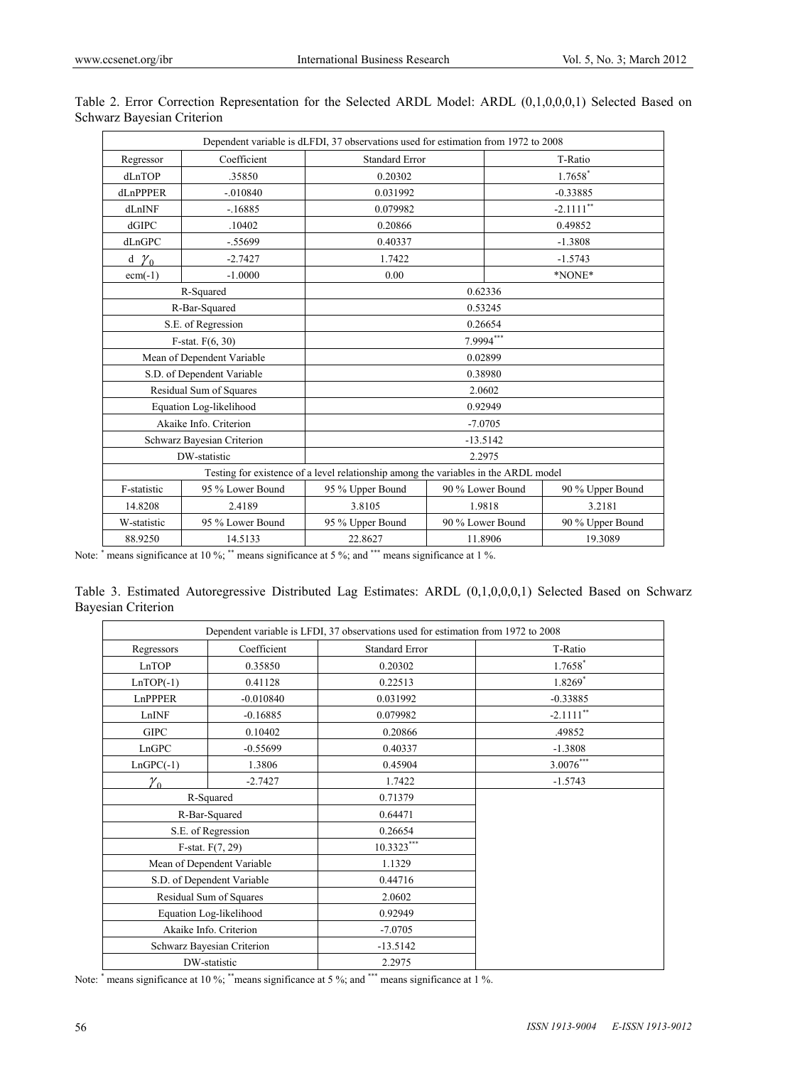Table 2. Error Correction Representation for the Selected ARDL Model: ARDL (0,1,0,0,0,1) Selected Based on Schwarz Bayesian Criterion

| Dependent variable is dLFDI, 37 observations used for estimation from 1972 to 2008 | | | | |
|---|---|---|---|---|
| Regressor | Coefficient | Standard Error | T-Ratio | |
| dLnTOP | .35850 | 0.20302 | 1.7658* | |
| dLnPPPER | -.010840 | 0.031992 | -0.33885 | |
| dLnINF | -.16885 | 0.079982 | -2.1111** | |
| dGIPC | .10402 | 0.20866 | 0.49852 | |
| dLnGPC | -.55699 | 0.40337 | -1.3808 | |
| d $\gamma_0$ | -2.7427 | 1.7422 | -1.5743 | |
| ecm(-1) | -1.0000 | 0.00 | *NONE* | |
| R-Squared | | 0.62336 | | |
| R-Bar-Squared | | 0.53245 | | |
| S.E. of Regression | | 0.26654 | | |
| F-stat. $F(6, 30)$ | | 7.9994*** | | |
| Mean of Dependent Variable | | 0.02899 | | |
| S.D. of Dependent Variable | | 0.38980 | | |
| Residual Sum of Squares | | 2.0602 | | |
| Equation Log-likelihood | | 0.92949 | | |
| Akaike Info. Criterion | | -7.0705 | | |
| Schwarz Bayesian Criterion | | -13.5142 | | |
| DW-statistic | | 2.2975 | | |
| Testing for existence of a level relationship among the variables in the ARDL model | | | | |
| F-statistic | 95 % Lower Bound | 95 % Upper Bound | 90 % Lower Bound | 90 % Upper Bound |
| 14.8208 | 2.4189 | 3.8105 | 1.9818 | 3.2181 |
| W-statistic | 95 % Lower Bound | 95 % Upper Bound | 90 % Lower Bound | 90 % Upper Bound |
| 88.9250 | 14.5133 | 22.8627 | 11.8906 | 19.3089 |

Note: * means significance at 10 %; ** means significance at 5 %; and *** means significance at 1 %.

Table 3. Estimated Autoregressive Distributed Lag Estimates: ARDL (0,1,0,0,0,1) Selected Based on Schwarz Bayesian Criterion

| Dependent variable is LFDI, 37 observations used for estimation from 1972 to 2008 | | | |
|---|---|---|---|
| Regressors | Coefficient | Standard Error | T-Ratio |
| LnTOP | 0.35850 | 0.20302 | 1.7658* |
| LnTOP(-1) | 0.41128 | 0.22513 | 1.8269* |
| LnPPPER | -0.010840 | 0.031992 | -0.33885 |
| LnINF | -0.16885 | 0.079982 | -2.1111** |
| GIPC | 0.10402 | 0.20866 | .49852 |
| LnGPC | -0.55699 | 0.40337 | -1.3808 |
| LnGPC(-1) | 1.3806 | 0.45904 | 3.0076*** |
| $\gamma_0$ | -2.7427 | 1.7422 | -1.5743 |
| R-Squared | | 0.71379 | |
| R-Bar-Squared | | 0.64471 | |
| S.E. of Regression | | 0.26654 | |
| F-stat. $F(7, 29)$ | | 10.3323*** | |
| Mean of Dependent Variable | | 1.1329 | |
| S.D. of Dependent Variable | | 0.44716 | |
| Residual Sum of Squares | | 2.0602 | |
| Equation Log-likelihood | | 0.92949 | |
| Akaike Info. Criterion | | -7.0705 | |
| Schwarz Bayesian Criterion | | -13.5142 | |
| DW-statistic | | 2.2975 | |

Note: * means significance at 10 %; **means significance at 5 %; and *** means significance at 1 %.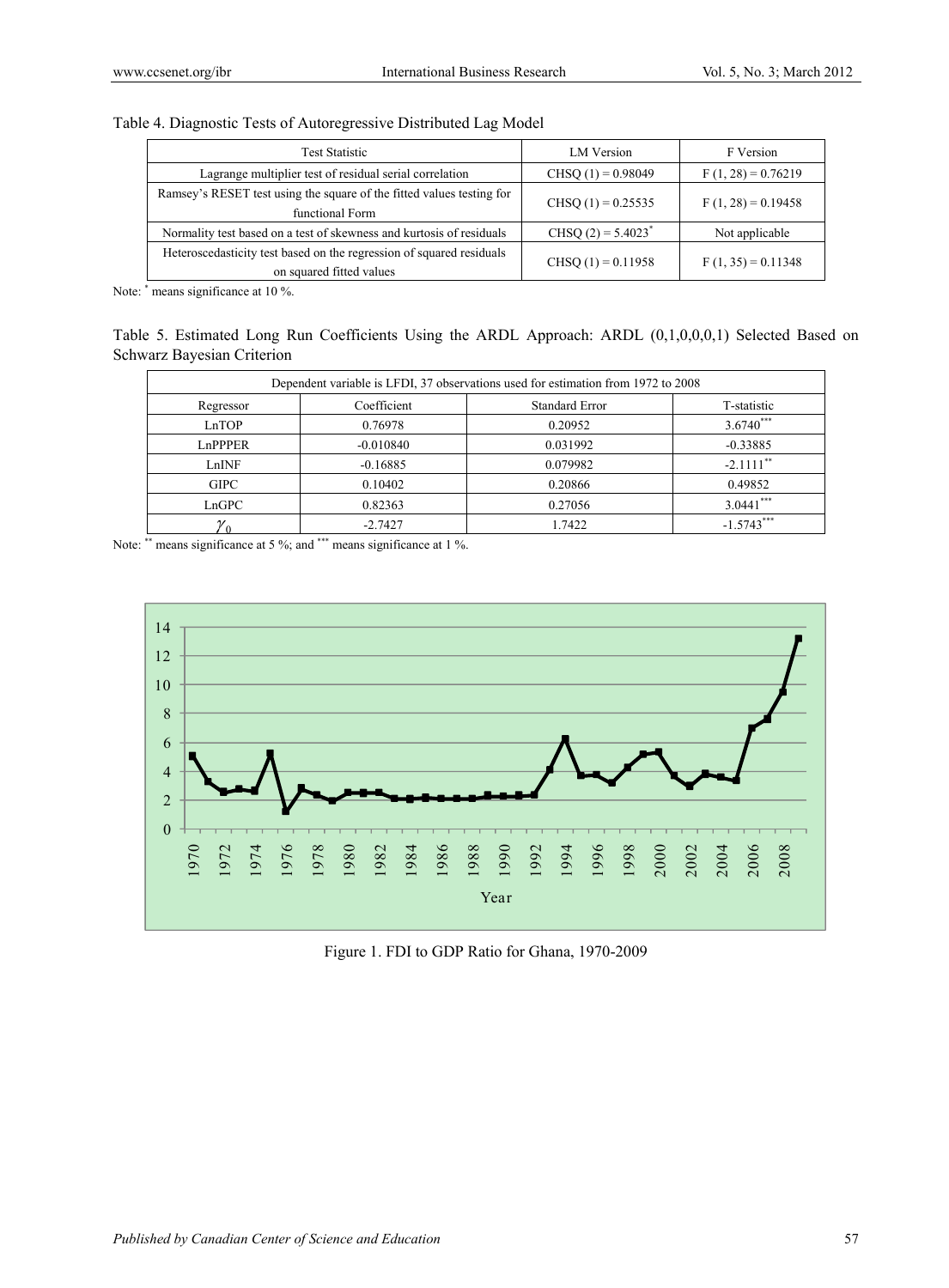Table 4. Diagnostic Tests of Autoregressive Distributed Lag Model

| Test Statistic | LM Version | F Version |
|---|---|---|
| Lagrange multiplier test of residual serial correlation | CHSQ (1) = 0.98049 | F (1, 28) = 0.76219 |
| Ramsey's RESET test using the square of the fitted values testing for functional Form | CHSQ (1) = 0.25535 | F (1, 28) = 0.19458 |
| Normality test based on a test of skewness and kurtosis of residuals | CHSQ (2) = 5.4023* | Not applicable |
| Heteroscedasticity test based on the regression of squared residuals on squared fitted values | CHSQ (1) = 0.11958 | F (1, 35) = 0.11348 |

Note: * means significance at 10 %.

Table 5. Estimated Long Run Coefficients Using the ARDL Approach: ARDL (0,1,0,0,0,1) Selected Based on Schwarz Bayesian Criterion

| Dependent variable is LFDI, 37 observations used for estimation from 1972 to 2008 | | | |
|---|---|---|---|
| Regressor | Coefficient | Standard Error | T-statistic |
| LnTOP | 0.76978 | 0.20952 | 3.6740*** |
| LnPPPER | -0.010840 | 0.031992 | -0.33885 |
| LnINF | -0.16885 | 0.079982 | -2.1111** |
| GIPC | 0.10402 | 0.20866 | 0.49852 |
| LnGPC | 0.82363 | 0.27056 | 3.0441*** |
| $\gamma_0$ | -2.7427 | 1.7422 | -1.5743*** |

Note: ** means significance at 5 %; and *** means significance at 1 %.

14
12
10
8
6
4
2
0
1970 1972 1974 1976 1978 1980 1982 1984 1986 1988 1990 1992 1994 1996 1998 2000 2002 2004 2006 2008
Year

Figure 1. FDI to GDP Ratio for Ghana, 1970-2009